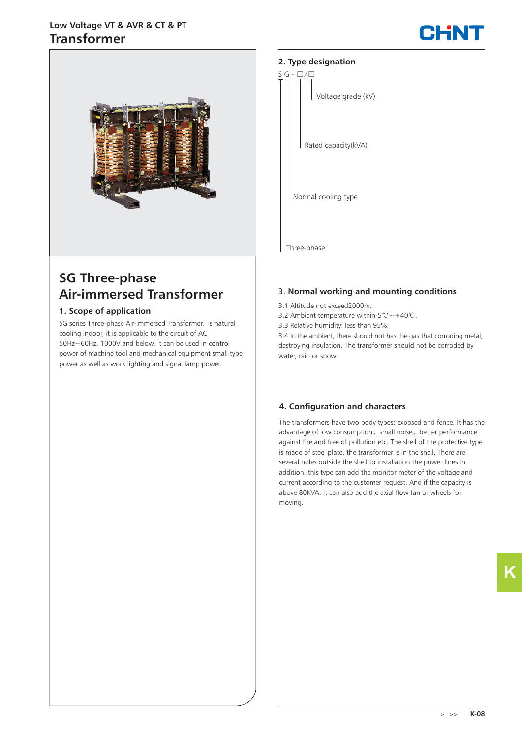# SG Three-phase Air-immersed Transformer

## 1. Scope of application

SG series Three-phase Air-immersed Transformer, is natural cooling indoor, it is applicable to the circuit of AC 50Hz~60Hz, 1000V and below. It can be used in control power of machine tool and mechanical equipment small type power as well as work lighting and signal lamp power.

## 2. Type designation

S G - □/□

- S — Three-phase
- G — Normal cooling type
- □ — Rated capacity(kVA)
- □ — Voltage grade (kV)

## 3. Normal working and mounting conditions

3.1 Altitude not exceed2000m.

3.2 Ambient temperature within-5℃~+40℃.

3.3 Relative humidity: less than 95%.

3.4 In the ambient, there should not has the gas that corroding metal, destroying insulation. The transformer should not be corroded by water, rain or snow.

## 4. Configuration and characters

The transformers have two body types: exposed and fence. It has the advantage of low consumption、small noise、better performance against fire and free of pollution etc. The shell of the protective type is made of steel plate, the transformer is in the shell. There are several holes outside the shell to installation the power lines In addition, this type can add the monitor meter of the voltage and current according to the customer request, And if the capacity is above 80KVA, it can also add the axial flow fan or wheels for moving.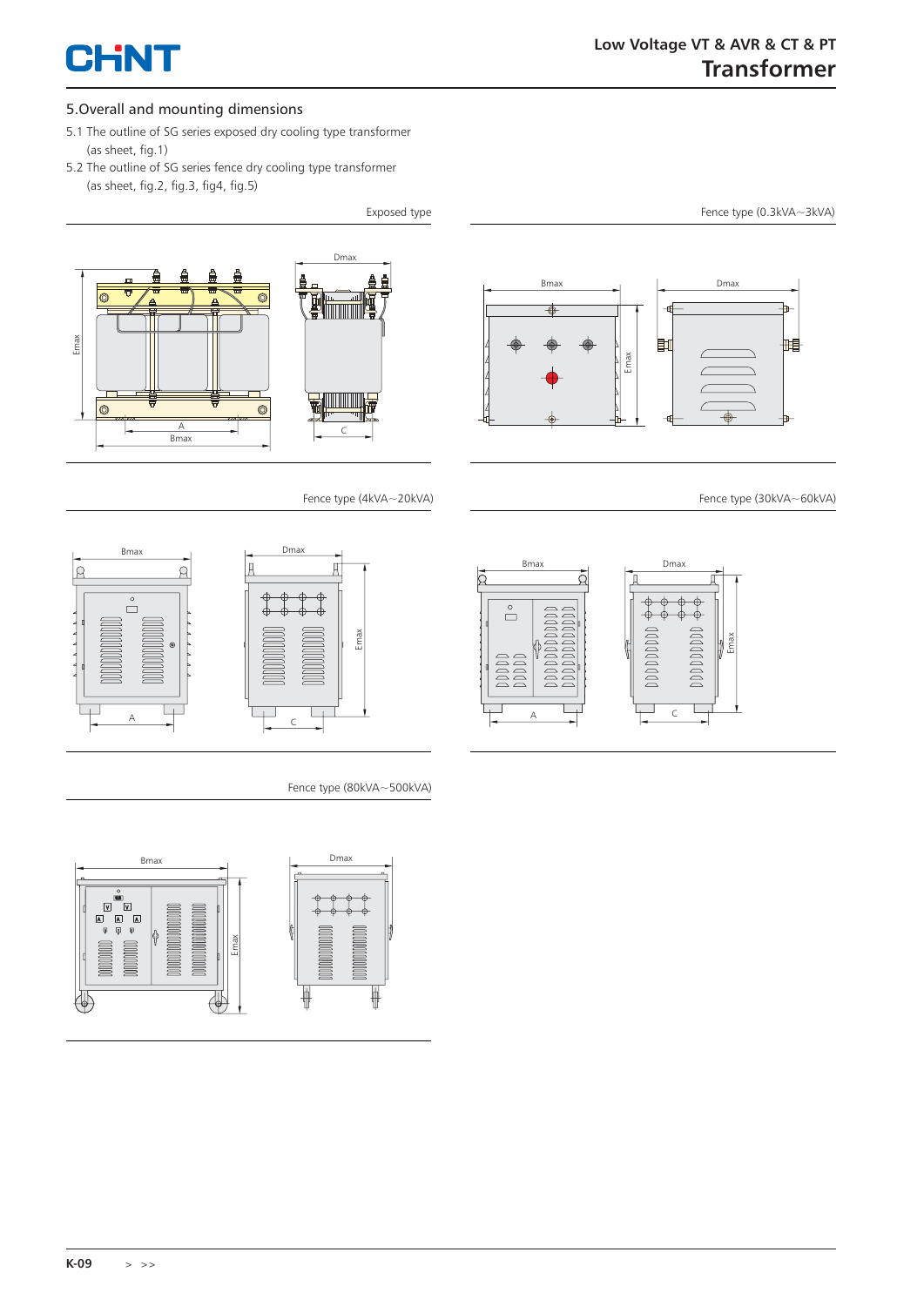## 5.Overall and mounting dimensions

5.1 The outline of SG series exposed dry cooling type transformer (as sheet, fig.1)

5.2 The outline of SG series fence dry cooling type transformer (as sheet, fig.2, fig.3, fig4, fig.5)

Exposed type

Fence type (0.3kVA~3kVA)

Fence type (4kVA~20kVA)

Fence type (30kVA~60kVA)

Fence type (80kVA~500kVA)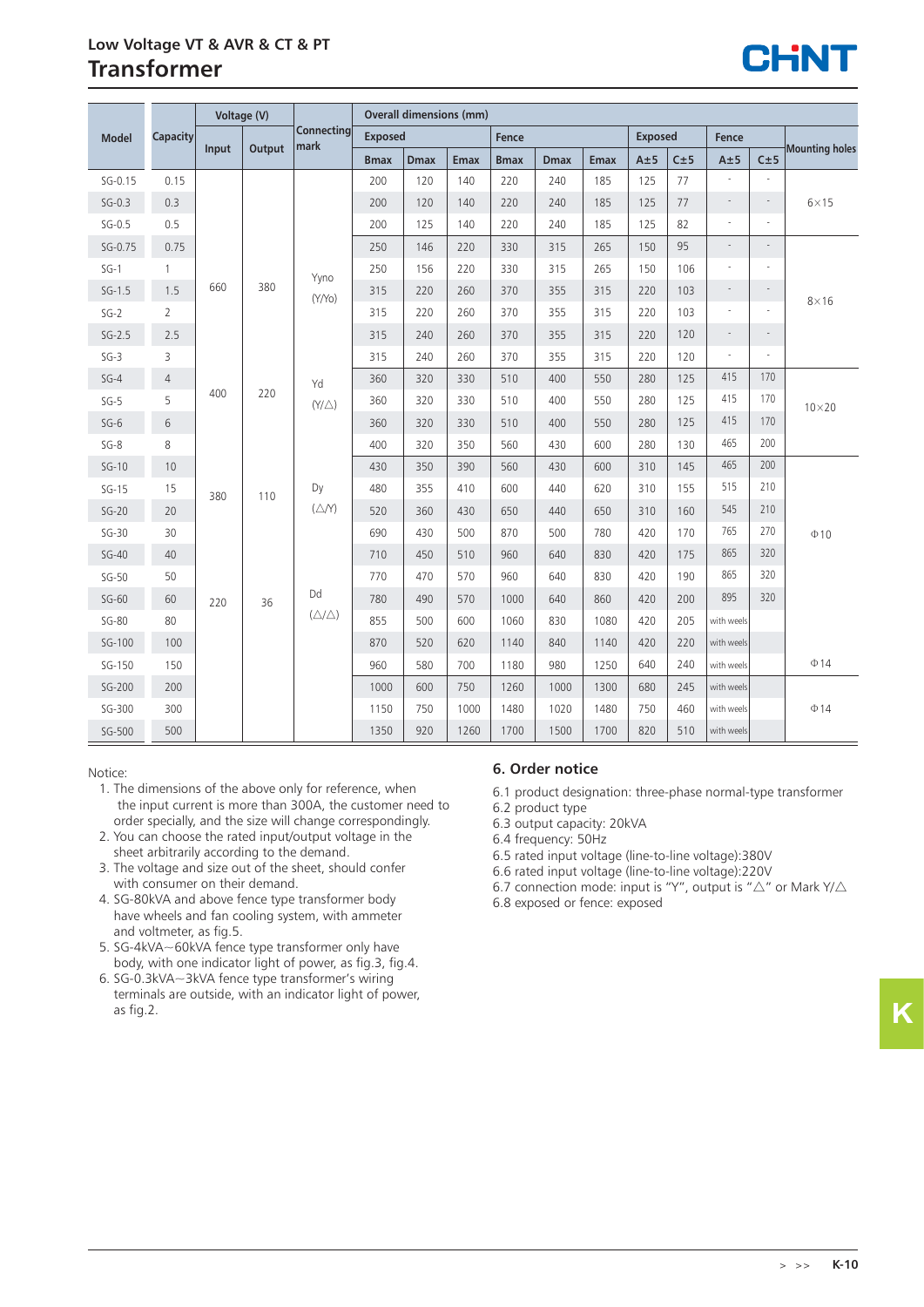## Low Voltage VT & AVR & CT & PT
# Transformer

| Model | Capacity | Voltage (V) | | Connecting mark | Overall dimensions (mm) | | | | | | | | | | Mounting holes |
|---|---|---|---|---|---|---|---|---|---|---|---|---|---|---|---|
| | | Input | Output | | Exposed | | | Fence | | | Exposed | | Fence | | |
| | | | | | Bmax | Dmax | Emax | Bmax | Dmax | Emax | A±5 | C±5 | A±5 | C±5 | |
| SG-0.15 | 0.15 | 660 | 380 | Yyno (Y/Yo) | 200 | 120 | 140 | 220 | 240 | 185 | 125 | 77 | - | - | 6×15 |
| SG-0.3 | 0.3 | | | | 200 | 120 | 140 | 220 | 240 | 185 | 125 | 77 | - | - | |
| SG-0.5 | 0.5 | | | | 200 | 125 | 140 | 220 | 240 | 185 | 125 | 82 | - | - | |
| SG-0.75 | 0.75 | | | | 250 | 146 | 220 | 330 | 315 | 265 | 150 | 95 | - | - | 8×16 |
| SG-1 | 1 | | | | 250 | 156 | 220 | 330 | 315 | 265 | 150 | 106 | - | - | |
| SG-1.5 | 1.5 | | | | 315 | 220 | 260 | 370 | 355 | 315 | 220 | 103 | - | - | |
| SG-2 | 2 | | | | 315 | 220 | 260 | 370 | 355 | 315 | 220 | 103 | - | - | |
| SG-2.5 | 2.5 | | | | 315 | 240 | 260 | 370 | 355 | 315 | 220 | 120 | - | - | |
| SG-3 | 3 | | | | 315 | 240 | 260 | 370 | 355 | 315 | 220 | 120 | - | - | |
| SG-4 | 4 | 400 | 220 | Yd (Y/△) | 360 | 320 | 330 | 510 | 400 | 550 | 280 | 125 | 415 | 170 | 10×20 |
| SG-5 | 5 | | | | 360 | 320 | 330 | 510 | 400 | 550 | 280 | 125 | 415 | 170 | |
| SG-6 | 6 | | | | 360 | 320 | 330 | 510 | 400 | 550 | 280 | 125 | 415 | 170 | |
| SG-8 | 8 | | | | 400 | 320 | 350 | 560 | 430 | 600 | 280 | 130 | 465 | 200 | |
| SG-10 | 10 | 380 | 110 | Dy (△/Y) | 430 | 350 | 390 | 560 | 430 | 600 | 310 | 145 | 465 | 200 | Φ10 |
| SG-15 | 15 | | | | 480 | 355 | 410 | 600 | 440 | 620 | 310 | 155 | 515 | 210 | |
| SG-20 | 20 | | | | 520 | 360 | 430 | 650 | 440 | 650 | 310 | 160 | 545 | 210 | |
| SG-30 | 30 | | | | 690 | 430 | 500 | 870 | 500 | 780 | 420 | 170 | 765 | 270 | |
| SG-40 | 40 | | | | 710 | 450 | 510 | 960 | 640 | 830 | 420 | 175 | 865 | 320 | |
| SG-50 | 50 | 220 | 36 | Dd (△/△) | 770 | 470 | 570 | 960 | 640 | 830 | 420 | 190 | 865 | 320 | |
| SG-60 | 60 | | | | 780 | 490 | 570 | 1000 | 640 | 860 | 420 | 200 | 895 | 320 | |
| SG-80 | 80 | | | | 855 | 500 | 600 | 1060 | 830 | 1080 | 420 | 205 | with weels | | Φ14 |
| SG-100 | 100 | | | | 870 | 520 | 620 | 1140 | 840 | 1140 | 420 | 220 | with weels | | |
| SG-150 | 150 | | | | 960 | 580 | 700 | 1180 | 980 | 1250 | 640 | 240 | with weels | | |
| SG-200 | 200 | | | | 1000 | 600 | 750 | 1260 | 1000 | 1300 | 680 | 245 | with weels | | Φ14 |
| SG-300 | 300 | | | | 1150 | 750 | 1000 | 1480 | 1020 | 1480 | 750 | 460 | with weels | | |
| SG-500 | 500 | | | | 1350 | 920 | 1260 | 1700 | 1500 | 1700 | 820 | 510 | with weels | | |

Notice:

1. The dimensions of the above only for reference, when the input current is more than 300A, the customer need to order specially, and the size will change correspondingly.
2. You can choose the rated input/output voltage in the sheet arbitrarily according to the demand.
3. The voltage and size out of the sheet, should confer with consumer on their demand.
4. SG-80kVA and above fence type transformer body have wheels and fan cooling system, with ammeter and voltmeter, as fig.5.
5. SG-4kVA~60kVA fence type transformer only have body, with one indicator light of power, as fig.3, fig.4.
6. SG-0.3kVA~3kVA fence type transformer's wiring terminals are outside, with an indicator light of power, as fig.2.

### 6. Order notice

6.1 product designation: three-phase normal-type transformer
6.2 product type
6.3 output capacity: 20kVA
6.4 frequency: 50Hz
6.5 rated input voltage (line-to-line voltage):380V
6.6 rated input voltage (line-to-line voltage):220V
6.7 connection mode: input is "Y", output is "△" or Mark Y/△
6.8 exposed or fence: exposed